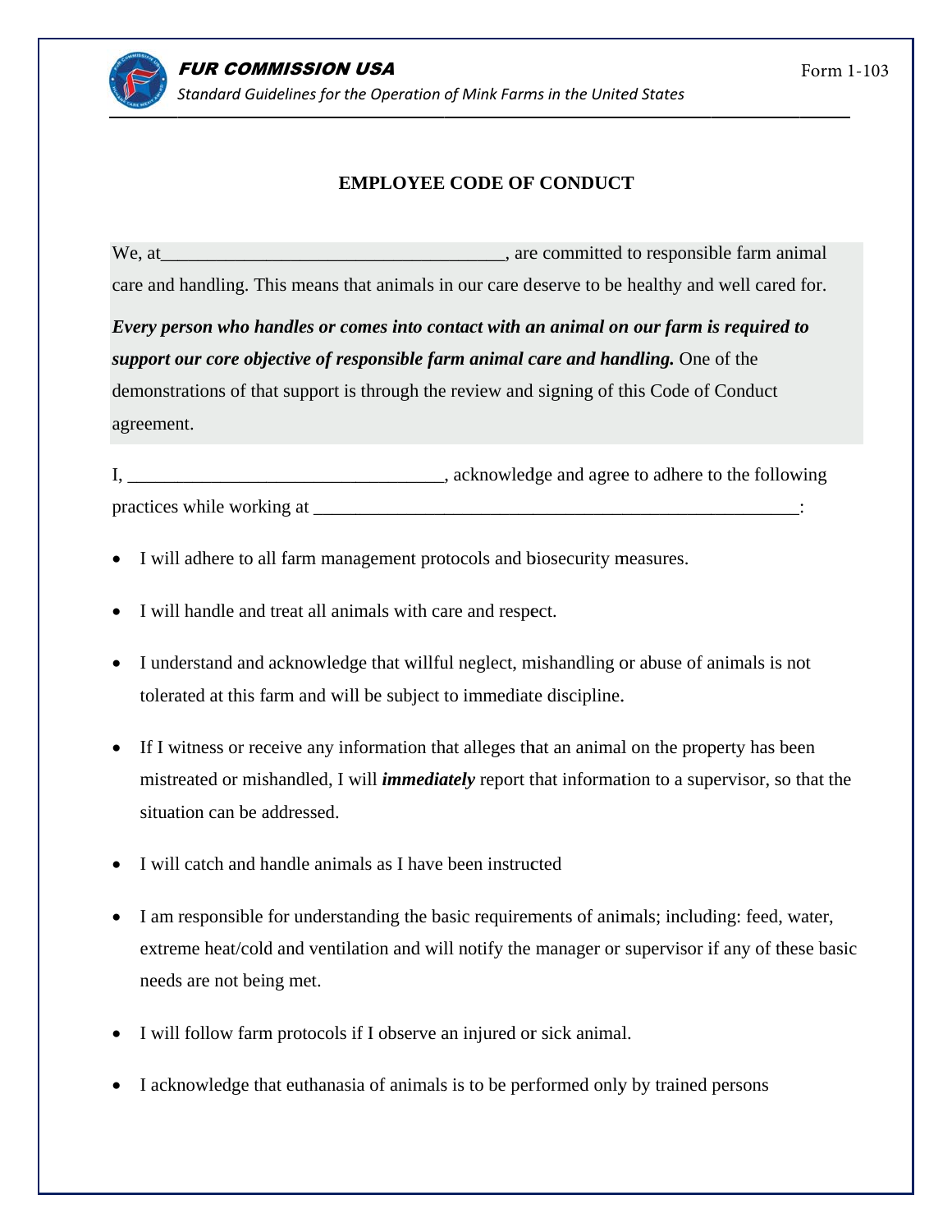**FUR COMMISSION USA**

*Standard Guidelines for the Operation of Mink Farms in the United States*

Form 1-103

# EMPLOYEE CODE OF CONDUCT

We, at_____________________________________, are committed to responsible farm animal care and handling. This means that animals in our care deserve to be healthy and well cared for.

***Every person who handles or comes into contact with an animal on our farm is required to support our core objective of responsible farm animal care and handling.*** One of the demonstrations of that support is through the review and signing of this Code of Conduct agreement.

I, _________________________________, acknowledge and agree to adhere to the following practices while working at ____________________________________________________:

- I will adhere to all farm management protocols and biosecurity measures.
- I will handle and treat all animals with care and respect.
- I understand and acknowledge that willful neglect, mishandling or abuse of animals is not tolerated at this farm and will be subject to immediate discipline.
- If I witness or receive any information that alleges that an animal on the property has been mistreated or mishandled, I will ***immediately*** report that information to a supervisor, so that the situation can be addressed.
- I will catch and handle animals as I have been instructed
- I am responsible for understanding the basic requirements of animals; including: feed, water, extreme heat/cold and ventilation and will notify the manager or supervisor if any of these basic needs are not being met.
- I will follow farm protocols if I observe an injured or sick animal.
- I acknowledge that euthanasia of animals is to be performed only by trained persons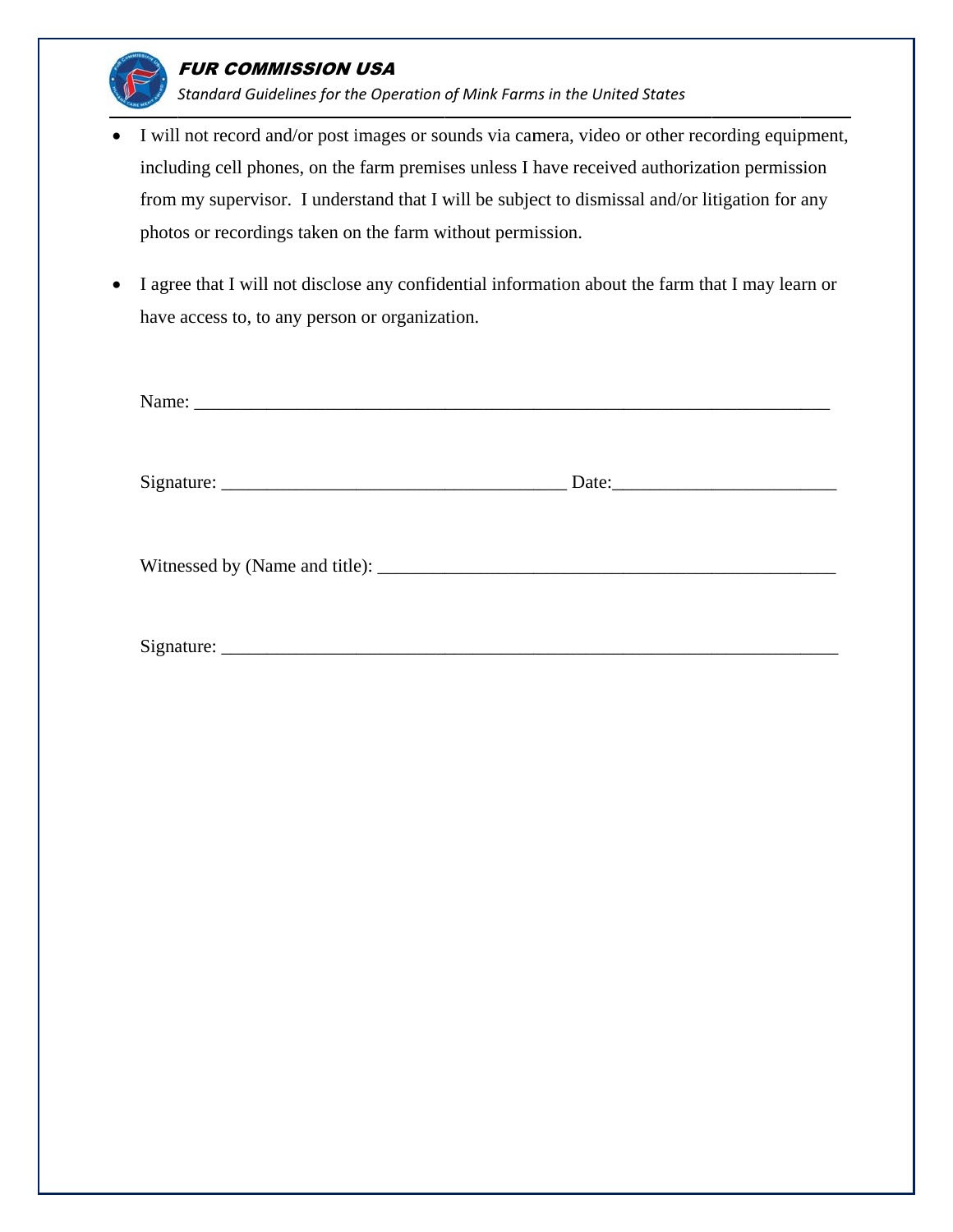- I will not record and/or post images or sounds via camera, video or other recording equipment, including cell phones, on the farm premises unless I have received authorization permission from my supervisor. I understand that I will be subject to dismissal and/or litigation for any photos or recordings taken on the farm without permission.

- I agree that I will not disclose any confidential information about the farm that I may learn or have access to, to any person or organization.

Name: ______________________________________________________________________

Signature: _____________________________________ Date:_______________________

Witnessed by (Name and title): __________________________________________________

Signature: ____________________________________________________________________